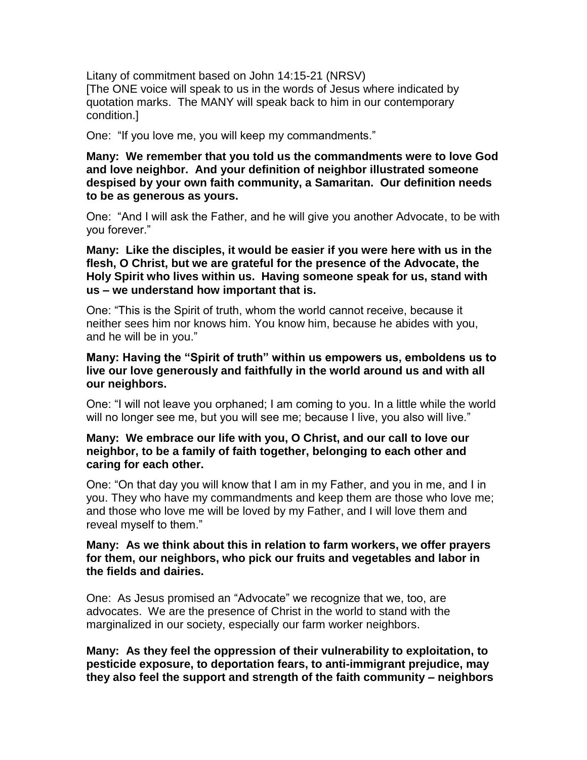Litany of commitment based on John 14:15-21 (NRSV)
[The ONE voice will speak to us in the words of Jesus where indicated by quotation marks. The MANY will speak back to him in our contemporary condition.]

One: "If you love me, you will keep my commandments."

**Many: We remember that you told us the commandments were to love God and love neighbor. And your definition of neighbor illustrated someone despised by your own faith community, a Samaritan. Our definition needs to be as generous as yours.**

One: "And I will ask the Father, and he will give you another Advocate, to be with you forever."

**Many: Like the disciples, it would be easier if you were here with us in the flesh, O Christ, but we are grateful for the presence of the Advocate, the Holy Spirit who lives within us. Having someone speak for us, stand with us – we understand how important that is.**

One: "This is the Spirit of truth, whom the world cannot receive, because it neither sees him nor knows him. You know him, because he abides with you, and he will be in you."

**Many: Having the "Spirit of truth" within us empowers us, emboldens us to live our love generously and faithfully in the world around us and with all our neighbors.**

One: "I will not leave you orphaned; I am coming to you. In a little while the world will no longer see me, but you will see me; because I live, you also will live."

**Many: We embrace our life with you, O Christ, and our call to love our neighbor, to be a family of faith together, belonging to each other and caring for each other.**

One: "On that day you will know that I am in my Father, and you in me, and I in you. They who have my commandments and keep them are those who love me; and those who love me will be loved by my Father, and I will love them and reveal myself to them."

**Many: As we think about this in relation to farm workers, we offer prayers for them, our neighbors, who pick our fruits and vegetables and labor in the fields and dairies.**

One: As Jesus promised an "Advocate" we recognize that we, too, are advocates. We are the presence of Christ in the world to stand with the marginalized in our society, especially our farm worker neighbors.

**Many: As they feel the oppression of their vulnerability to exploitation, to pesticide exposure, to deportation fears, to anti-immigrant prejudice, may they also feel the support and strength of the faith community – neighbors**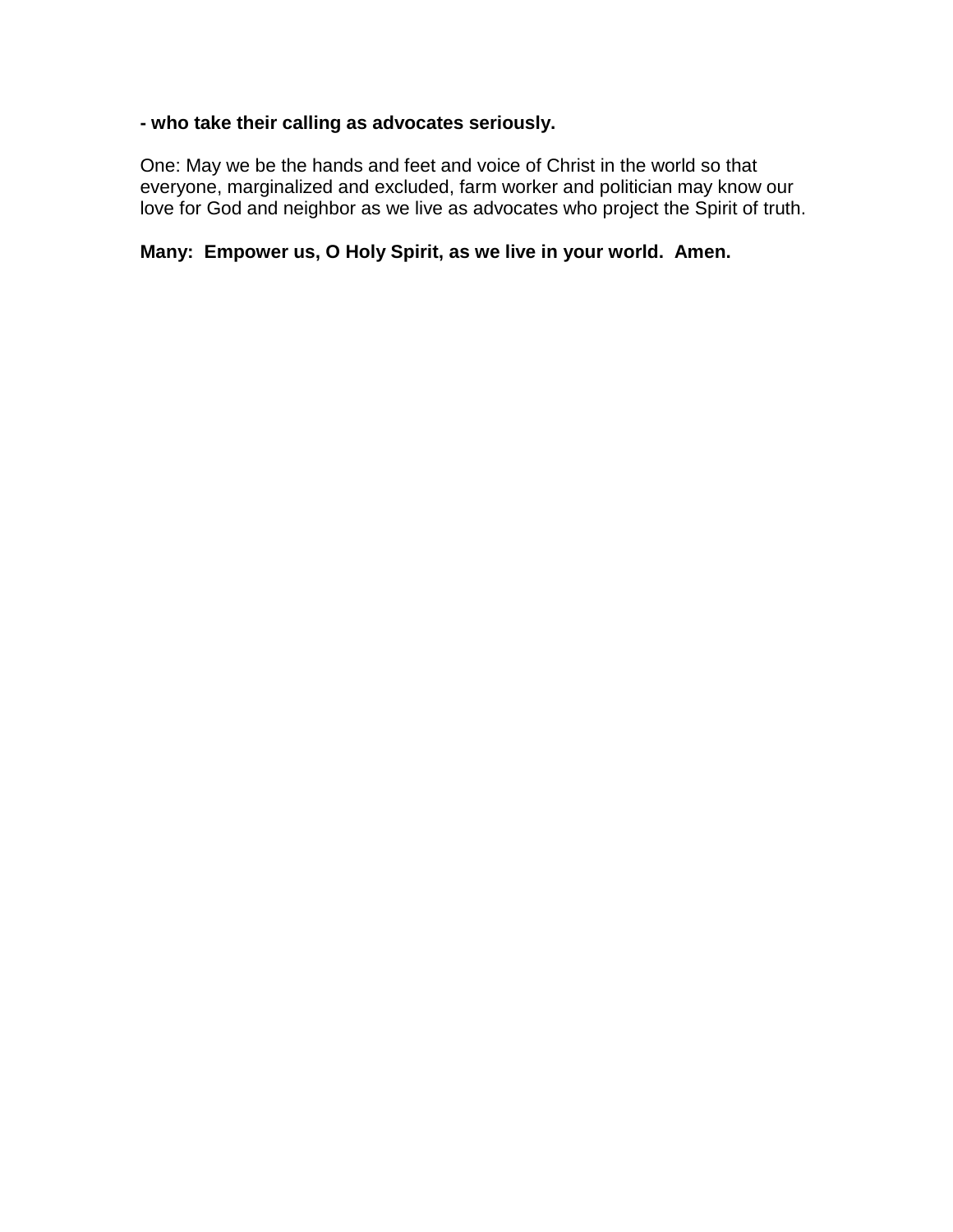**- who take their calling as advocates seriously.**

One: May we be the hands and feet and voice of Christ in the world so that everyone, marginalized and excluded, farm worker and politician may know our love for God and neighbor as we live as advocates who project the Spirit of truth.

**Many: Empower us, O Holy Spirit, as we live in your world. Amen.**